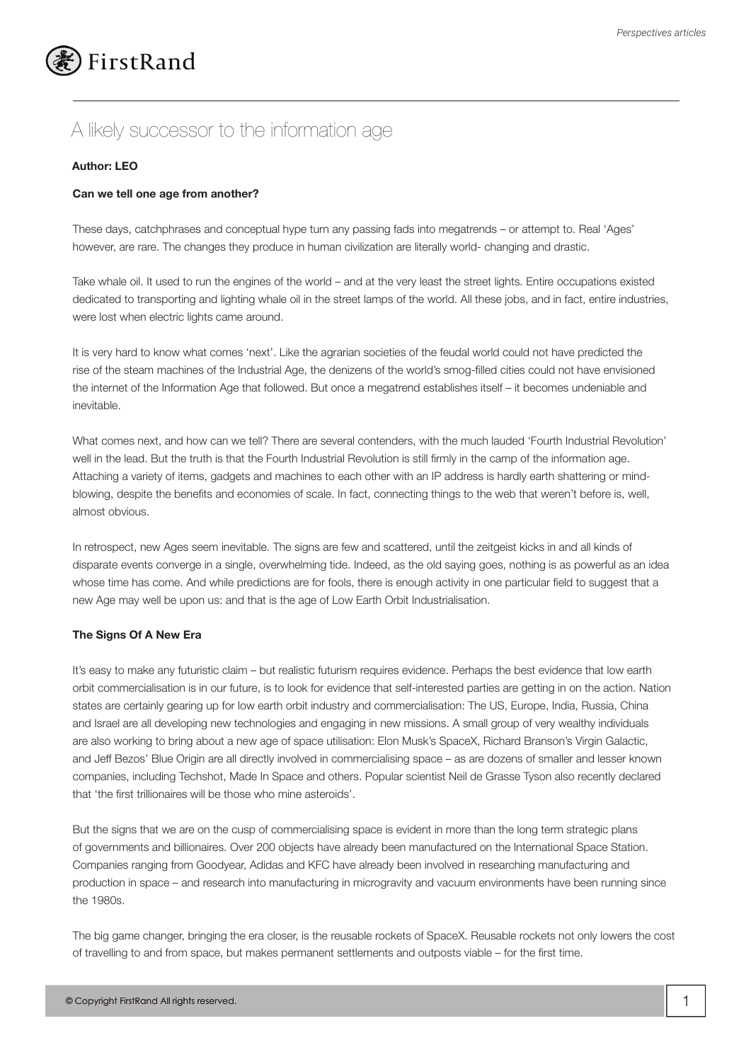# A likely successor to the information age

**Author: LEO**

**Can we tell one age from another?**

These days, catchphrases and conceptual hype turn any passing fads into megatrends – or attempt to. Real 'Ages' however, are rare. The changes they produce in human civilization are literally world- changing and drastic.

Take whale oil. It used to run the engines of the world – and at the very least the street lights. Entire occupations existed dedicated to transporting and lighting whale oil in the street lamps of the world. All these jobs, and in fact, entire industries, were lost when electric lights came around.

It is very hard to know what comes 'next'. Like the agrarian societies of the feudal world could not have predicted the rise of the steam machines of the Industrial Age, the denizens of the world's smog-filled cities could not have envisioned the internet of the Information Age that followed. But once a megatrend establishes itself – it becomes undeniable and inevitable.

What comes next, and how can we tell? There are several contenders, with the much lauded 'Fourth Industrial Revolution' well in the lead. But the truth is that the Fourth Industrial Revolution is still firmly in the camp of the information age. Attaching a variety of items, gadgets and machines to each other with an IP address is hardly earth shattering or mind-blowing, despite the benefits and economies of scale. In fact, connecting things to the web that weren't before is, well, almost obvious.

In retrospect, new Ages seem inevitable. The signs are few and scattered, until the zeitgeist kicks in and all kinds of disparate events converge in a single, overwhelming tide. Indeed, as the old saying goes, nothing is as powerful as an idea whose time has come. And while predictions are for fools, there is enough activity in one particular field to suggest that a new Age may well be upon us: and that is the age of Low Earth Orbit Industrialisation.

**The Signs Of A New Era**

It's easy to make any futuristic claim – but realistic futurism requires evidence. Perhaps the best evidence that low earth orbit commercialisation is in our future, is to look for evidence that self-interested parties are getting in on the action. Nation states are certainly gearing up for low earth orbit industry and commercialisation: The US, Europe, India, Russia, China and Israel are all developing new technologies and engaging in new missions. A small group of very wealthy individuals are also working to bring about a new age of space utilisation: Elon Musk's SpaceX, Richard Branson's Virgin Galactic, and Jeff Bezos' Blue Origin are all directly involved in commercialising space – as are dozens of smaller and lesser known companies, including Techshot, Made In Space and others. Popular scientist Neil de Grasse Tyson also recently declared that 'the first trillionaires will be those who mine asteroids'.

But the signs that we are on the cusp of commercialising space is evident in more than the long term strategic plans of governments and billionaires. Over 200 objects have already been manufactured on the International Space Station. Companies ranging from Goodyear, Adidas and KFC have already been involved in researching manufacturing and production in space – and research into manufacturing in microgravity and vacuum environments have been running since the 1980s.

The big game changer, bringing the era closer, is the reusable rockets of SpaceX. Reusable rockets not only lowers the cost of travelling to and from space, but makes permanent settlements and outposts viable – for the first time.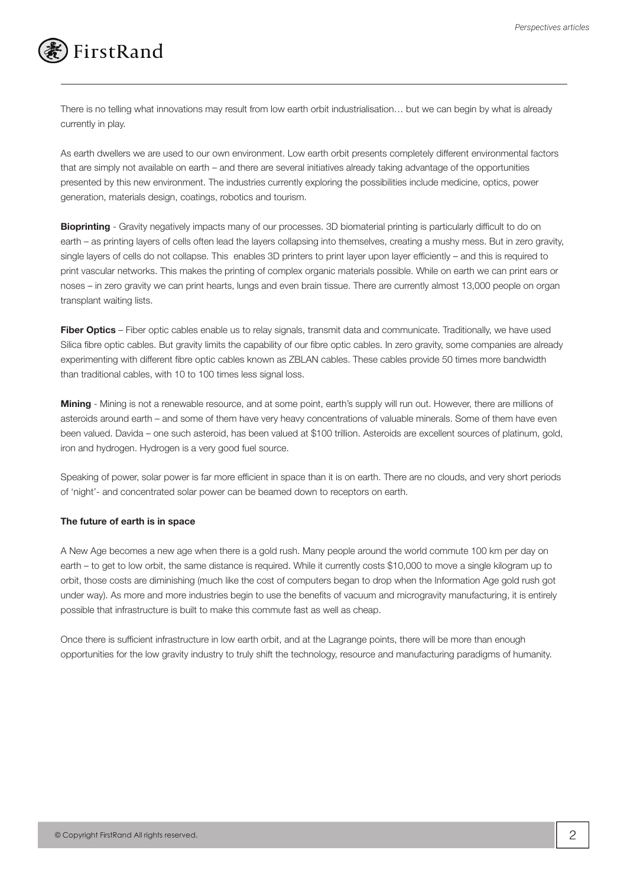There is no telling what innovations may result from low earth orbit industrialisation… but we can begin by what is already currently in play.

As earth dwellers we are used to our own environment. Low earth orbit presents completely different environmental factors that are simply not available on earth – and there are several initiatives already taking advantage of the opportunities presented by this new environment. The industries currently exploring the possibilities include medicine, optics, power generation, materials design, coatings, robotics and tourism.

**Bioprinting** - Gravity negatively impacts many of our processes. 3D biomaterial printing is particularly difficult to do on earth – as printing layers of cells often lead the layers collapsing into themselves, creating a mushy mess. But in zero gravity, single layers of cells do not collapse. This enables 3D printers to print layer upon layer efficiently – and this is required to print vascular networks. This makes the printing of complex organic materials possible. While on earth we can print ears or noses – in zero gravity we can print hearts, lungs and even brain tissue. There are currently almost 13,000 people on organ transplant waiting lists.

**Fiber Optics** – Fiber optic cables enable us to relay signals, transmit data and communicate. Traditionally, we have used Silica fibre optic cables. But gravity limits the capability of our fibre optic cables. In zero gravity, some companies are already experimenting with different fibre optic cables known as ZBLAN cables. These cables provide 50 times more bandwidth than traditional cables, with 10 to 100 times less signal loss.

**Mining** - Mining is not a renewable resource, and at some point, earth's supply will run out. However, there are millions of asteroids around earth – and some of them have very heavy concentrations of valuable minerals. Some of them have even been valued. Davida – one such asteroid, has been valued at $100 trillion. Asteroids are excellent sources of platinum, gold, iron and hydrogen. Hydrogen is a very good fuel source.

Speaking of power, solar power is far more efficient in space than it is on earth. There are no clouds, and very short periods of 'night'- and concentrated solar power can be beamed down to receptors on earth.

**The future of earth is in space**

A New Age becomes a new age when there is a gold rush. Many people around the world commute 100 km per day on earth – to get to low orbit, the same distance is required. While it currently costs $10,000 to move a single kilogram up to orbit, those costs are diminishing (much like the cost of computers began to drop when the Information Age gold rush got under way). As more and more industries begin to use the benefits of vacuum and microgravity manufacturing, it is entirely possible that infrastructure is built to make this commute fast as well as cheap.

Once there is sufficient infrastructure in low earth orbit, and at the Lagrange points, there will be more than enough opportunities for the low gravity industry to truly shift the technology, resource and manufacturing paradigms of humanity.